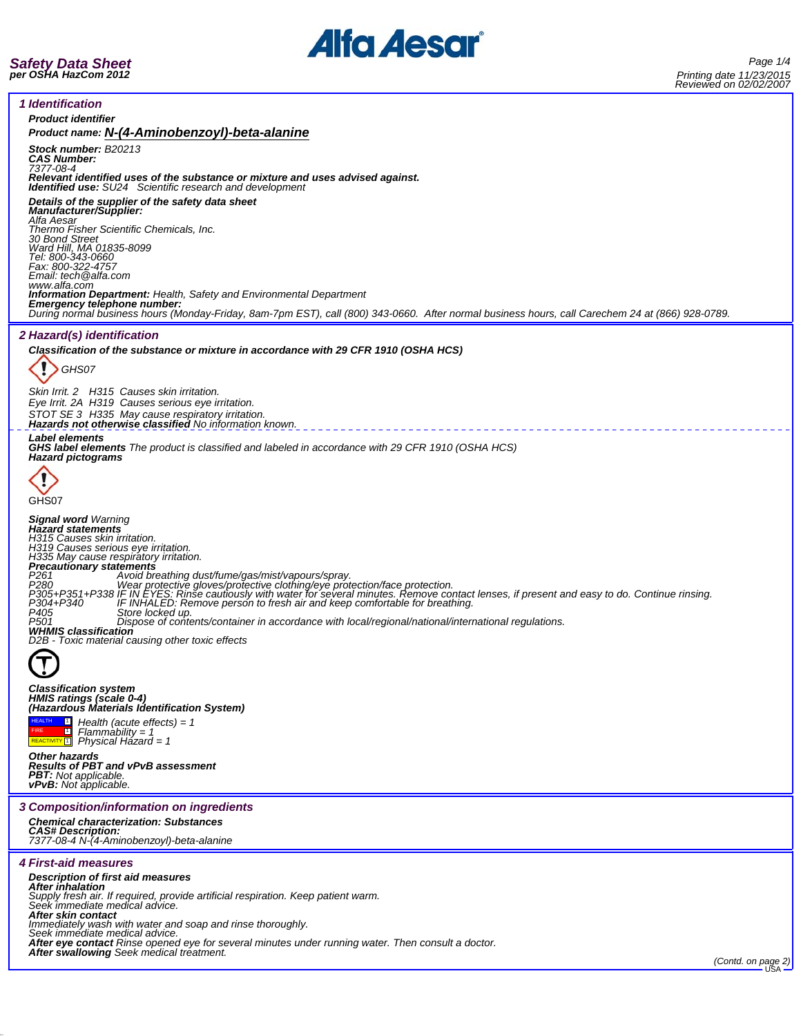# Safety Data Sheet
**per OSHA HazCom 2012**

Printing date 11/23/2015
Reviewed on 02/02/2007

## 1 Identification

**Product identifier**

**Product name: N-(4-Aminobenzoyl)-beta-alanine**

**Stock number:** B20213
**CAS Number:**
7377-08-4
**Relevant identified uses of the substance or mixture and uses advised against.**
**Identified use:** SU24 Scientific research and development

**Details of the supplier of the safety data sheet**
**Manufacturer/Supplier:**
Alfa Aesar
Thermo Fisher Scientific Chemicals, Inc.
30 Bond Street
Ward Hill, MA 01835-8099
Tel: 800-343-0660
Fax: 800-322-4757
Email: tech@alfa.com
www.alfa.com
**Information Department:** Health, Safety and Environmental Department
**Emergency telephone number:**
During normal business hours (Monday-Friday, 8am-7pm EST), call (800) 343-0660. After normal business hours, call Carechem 24 at (866) 928-0789.

## 2 Hazard(s) identification

**Classification of the substance or mixture in accordance with 29 CFR 1910 (OSHA HCS)**

GHS07

Skin Irrit. 2 H315 Causes skin irritation.
Eye Irrit. 2A H319 Causes serious eye irritation.
STOT SE 3 H335 May cause respiratory irritation.
**Hazards not otherwise classified** No information known.

**Label elements**
**GHS label elements** The product is classified and labeled in accordance with 29 CFR 1910 (OSHA HCS)
**Hazard pictograms**

GHS07

**Signal word** Warning
**Hazard statements**
H315 Causes skin irritation.
H319 Causes serious eye irritation.
H335 May cause respiratory irritation.
**Precautionary statements**
P261 Avoid breathing dust/fume/gas/mist/vapours/spray.
P280 Wear protective gloves/protective clothing/eye protection/face protection.
P305+P351+P338 IF IN EYES: Rinse cautiously with water for several minutes. Remove contact lenses, if present and easy to do. Continue rinsing.
P304+P340 IF INHALED: Remove person to fresh air and keep comfortable for breathing.
P405 Store locked up.
P501 Dispose of contents/container in accordance with local/regional/national/international regulations.
**WHMIS classification**
D2B - Toxic material causing other toxic effects

**Classification system**
**HMIS ratings (scale 0-4)**
**(Hazardous Materials Identification System)**
HEALTH 1 Health (acute effects) = 1
FIRE 1 Flammability = 1
REACTIVITY 1 Physical Hazard = 1

**Other hazards**
**Results of PBT and vPvB assessment**
**PBT:** Not applicable.
**vPvB:** Not applicable.

## 3 Composition/information on ingredients

**Chemical characterization: Substances**
**CAS# Description:**
7377-08-4 N-(4-Aminobenzoyl)-beta-alanine

## 4 First-aid measures

**Description of first aid measures**
**After inhalation**
Supply fresh air. If required, provide artificial respiration. Keep patient warm.
Seek immediate medical advice.
**After skin contact**
Immediately wash with water and soap and rinse thoroughly.
Seek immediate medical advice.
**After eye contact** Rinse opened eye for several minutes under running water. Then consult a doctor.
**After swallowing** Seek medical treatment.

(Contd. on page 2)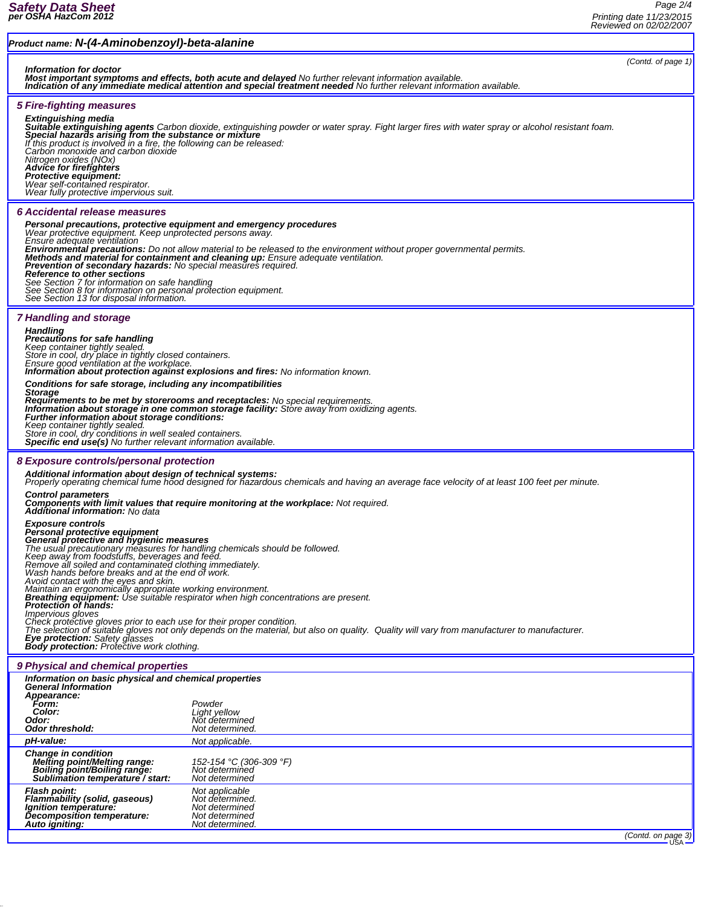**Product name: N-(4-Aminobenzoyl)-beta-alanine**

(Contd. of page 1)

***Information for doctor***
***Most important symptoms and effects, both acute and delayed*** *No further relevant information available.*
***Indication of any immediate medical attention and special treatment needed*** *No further relevant information available.*

## 5 Fire-fighting measures

***Extinguishing media***
***Suitable extinguishing agents*** *Carbon dioxide, extinguishing powder or water spray. Fight larger fires with water spray or alcohol resistant foam.*
***Special hazards arising from the substance or mixture***
*If this product is involved in a fire, the following can be released:*
*Carbon monoxide and carbon dioxide*
*Nitrogen oxides (NOx)*
***Advice for firefighters***
***Protective equipment:***
*Wear self-contained respirator.*
*Wear fully protective impervious suit.*

## 6 Accidental release measures

***Personal precautions, protective equipment and emergency procedures***
*Wear protective equipment. Keep unprotected persons away.*
*Ensure adequate ventilation*
***Environmental precautions:*** *Do not allow material to be released to the environment without proper governmental permits.*
***Methods and material for containment and cleaning up:*** *Ensure adequate ventilation.*
***Prevention of secondary hazards:*** *No special measures required.*
***Reference to other sections***
*See Section 7 for information on safe handling*
*See Section 8 for information on personal protection equipment.*
*See Section 13 for disposal information.*

## 7 Handling and storage

***Handling***
***Precautions for safe handling***
*Keep container tightly sealed.*
*Store in cool, dry place in tightly closed containers.*
*Ensure good ventilation at the workplace.*
***Information about protection against explosions and fires:*** *No information known.*

***Conditions for safe storage, including any incompatibilities***
***Storage***
***Requirements to be met by storerooms and receptacles:*** *No special requirements.*
***Information about storage in one common storage facility:*** *Store away from oxidizing agents.*
***Further information about storage conditions:***
*Keep container tightly sealed.*
*Store in cool, dry conditions in well sealed containers.*
***Specific end use(s)*** *No further relevant information available.*

## 8 Exposure controls/personal protection

***Additional information about design of technical systems:***
*Properly operating chemical fume hood designed for hazardous chemicals and having an average face velocity of at least 100 feet per minute.*

***Control parameters***
***Components with limit values that require monitoring at the workplace:*** *Not required.*
***Additional information:*** *No data*

***Exposure controls***
***Personal protective equipment***
***General protective and hygienic measures***
*The usual precautionary measures for handling chemicals should be followed.*
*Keep away from foodstuffs, beverages and feed.*
*Remove all soiled and contaminated clothing immediately.*
*Wash hands before breaks and at the end of work.*
*Avoid contact with the eyes and skin.*
*Maintain an ergonomically appropriate working environment.*
***Breathing equipment:*** *Use suitable respirator when high concentrations are present.*
***Protection of hands:***
*Impervious gloves*
*Check protective gloves prior to each use for their proper condition.*
*The selection of suitable gloves not only depends on the material, but also on quality. Quality will vary from manufacturer to manufacturer.*
***Eye protection:*** *Safety glasses*
***Body protection:*** *Protective work clothing.*

## 9 Physical and chemical properties

***Information on basic physical and chemical properties***
***General Information***

| | |
|---|---|
| ***Appearance:*** | |
| ***Form:*** | *Powder* |
| ***Color:*** | *Light yellow* |
| ***Odor:*** | *Not determined* |
| ***Odor threshold:*** | *Not determined.* |
| ***pH-value:*** | *Not applicable.* |
| ***Change in condition*** | |
| ***Melting point/Melting range:*** | *152-154 °C (306-309 °F)* |
| ***Boiling point/Boiling range:*** | *Not determined* |
| ***Sublimation temperature / start:*** | *Not determined* |
| ***Flash point:*** | *Not applicable* |
| ***Flammability (solid, gaseous)*** | *Not determined.* |
| ***Ignition temperature:*** | *Not determined* |
| ***Decomposition temperature:*** | *Not determined* |
| ***Auto igniting:*** | *Not determined.* |

(Contd. on page 3)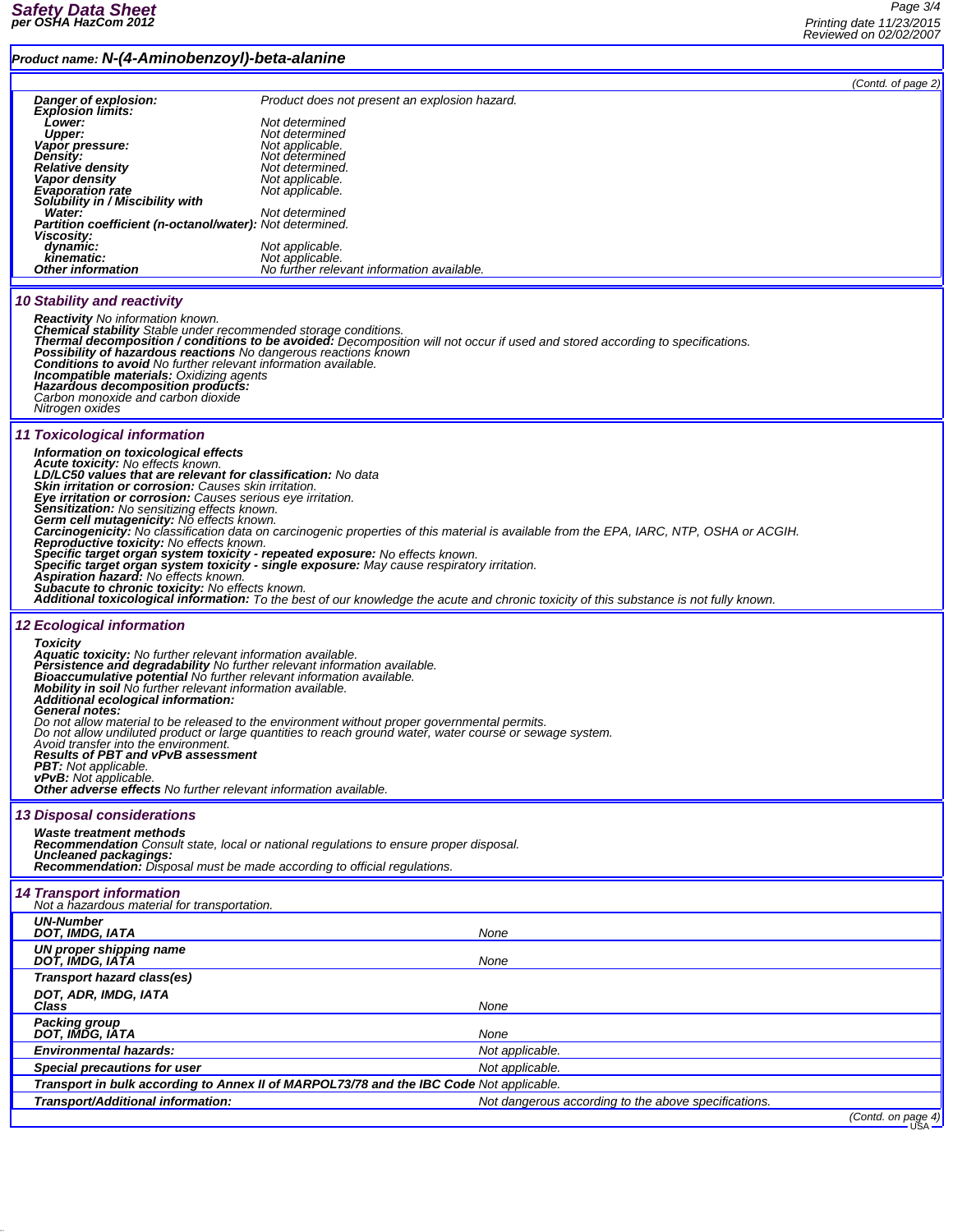**Product name: N-(4-Aminobenzoyl)-beta-alanine**

(Contd. of page 2)

| | |
|---|---|
| **Danger of explosion:** | Product does not present an explosion hazard. |
| **Explosion limits:** | |
| **Lower:** | Not determined |
| **Upper:** | Not determined |
| **Vapor pressure:** | Not applicable. |
| **Density:** | Not determined |
| **Relative density** | Not determined. |
| **Vapor density** | Not applicable. |
| **Evaporation rate** | Not applicable. |
| **Solubility in / Miscibility with** | |
| **Water:** | Not determined |
| **Partition coefficient (n-octanol/water):** | Not determined. |
| **Viscosity:** | |
| **dynamic:** | Not applicable. |
| **kinematic:** | Not applicable. |
| **Other information** | No further relevant information available. |

## 10 Stability and reactivity

**Reactivity** No information known.
**Chemical stability** Stable under recommended storage conditions.
**Thermal decomposition / conditions to be avoided:** Decomposition will not occur if used and stored according to specifications.
**Possibility of hazardous reactions** No dangerous reactions known
**Conditions to avoid** No further relevant information available.
**Incompatible materials:** Oxidizing agents
**Hazardous decomposition products:**
Carbon monoxide and carbon dioxide
Nitrogen oxides

## 11 Toxicological information

**Information on toxicological effects**
**Acute toxicity:** No effects known.
**LD/LC50 values that are relevant for classification:** No data
**Skin irritation or corrosion:** Causes skin irritation.
**Eye irritation or corrosion:** Causes serious eye irritation.
**Sensitization:** No sensitizing effects known.
**Germ cell mutagenicity:** No effects known.
**Carcinogenicity:** No classification data on carcinogenic properties of this material is available from the EPA, IARC, NTP, OSHA or ACGIH.
**Reproductive toxicity:** No effects known.
**Specific target organ system toxicity - repeated exposure:** No effects known.
**Specific target organ system toxicity - single exposure:** May cause respiratory irritation.
**Aspiration hazard:** No effects known.
**Subacute to chronic toxicity:** No effects known.
**Additional toxicological information:** To the best of our knowledge the acute and chronic toxicity of this substance is not fully known.

## 12 Ecological information

**Toxicity**
**Aquatic toxicity:** No further relevant information available.
**Persistence and degradability** No further relevant information available.
**Bioaccumulative potential** No further relevant information available.
**Mobility in soil** No further relevant information available.
**Additional ecological information:**
**General notes:**
Do not allow material to be released to the environment without proper governmental permits.
Do not allow undiluted product or large quantities to reach ground water, water course or sewage system.
Avoid transfer into the environment.
**Results of PBT and vPvB assessment**
**PBT:** Not applicable.
**vPvB:** Not applicable.
**Other adverse effects** No further relevant information available.

## 13 Disposal considerations

**Waste treatment methods**
**Recommendation** Consult state, local or national regulations to ensure proper disposal.
**Uncleaned packagings:**
**Recommendation:** Disposal must be made according to official regulations.

## 14 Transport information

Not a hazardous material for transportation.

| | |
|---|---|
| **UN-Number**<br>**DOT, IMDG, IATA** | None |
| **UN proper shipping name**<br>**DOT, IMDG, IATA** | None |
| **Transport hazard class(es)**<br>**DOT, ADR, IMDG, IATA**<br>**Class** | None |
| **Packing group**<br>**DOT, IMDG, IATA** | None |
| **Environmental hazards:** | Not applicable. |
| **Special precautions for user** | Not applicable. |
| **Transport in bulk according to Annex II of MARPOL73/78 and the IBC Code** | Not applicable. |
| **Transport/Additional information:** | Not dangerous according to the above specifications. |

(Contd. on page 4)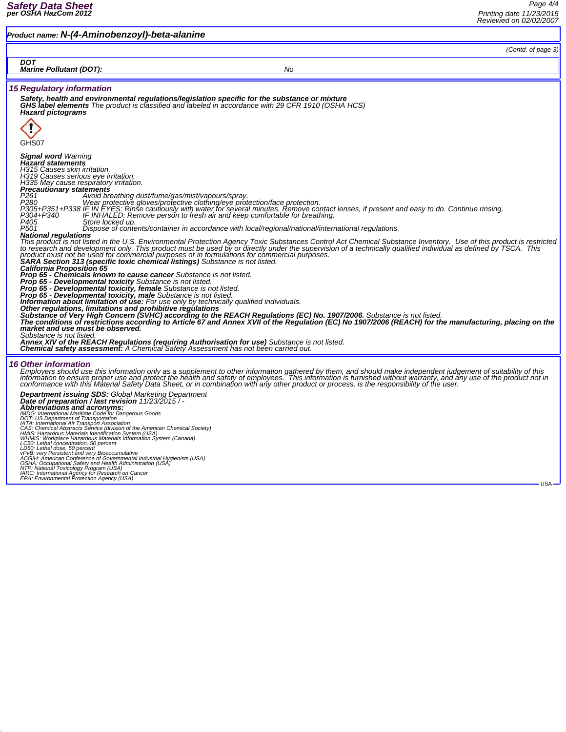**Product name: N-(4-Aminobenzoyl)-beta-alanine**

(Contd. of page 3)

**DOT**
**Marine Pollutant (DOT):** No

## 15 Regulatory information

**Safety, health and environmental regulations/legislation specific for the substance or mixture**
**GHS label elements** The product is classified and labeled in accordance with 29 CFR 1910 (OSHA HCS)
**Hazard pictograms**

GHS07

**Signal word** Warning
**Hazard statements**
H315 Causes skin irritation.
H319 Causes serious eye irritation.
H335 May cause respiratory irritation.
**Precautionary statements**

| | |
|---|---|
| P261 | Avoid breathing dust/fume/gas/mist/vapours/spray. |
| P280 | Wear protective gloves/protective clothing/eye protection/face protection. |
| P305+P351+P338 | IF IN EYES: Rinse cautiously with water for several minutes. Remove contact lenses, if present and easy to do. Continue rinsing. |
| P304+P340 | IF INHALED: Remove person to fresh air and keep comfortable for breathing. |
| P405 | Store locked up. |
| P501 | Dispose of contents/container in accordance with local/regional/national/international regulations. |

**National regulations**
This product is not listed in the U.S. Environmental Protection Agency Toxic Substances Control Act Chemical Substance Inventory. Use of this product is restricted to research and development only. This product must be used by or directly under the supervision of a technically qualified individual as defined by TSCA. This product must not be used for commercial purposes or in formulations for commercial purposes.
**SARA Section 313 (specific toxic chemical listings)** Substance is not listed.
**California Proposition 65**
**Prop 65 - Chemicals known to cause cancer** Substance is not listed.
**Prop 65 - Developmental toxicity** Substance is not listed.
**Prop 65 - Developmental toxicity, female** Substance is not listed.
**Prop 65 - Developmental toxicity, male** Substance is not listed.
**Information about limitation of use:** For use only by technically qualified individuals.
**Other regulations, limitations and prohibitive regulations**
**Substance of Very High Concern (SVHC) according to the REACH Regulations (EC) No. 1907/2006.** Substance is not listed.
**The conditions of restrictions according to Article 67 and Annex XVII of the Regulation (EC) No 1907/2006 (REACH) for the manufacturing, placing on the market and use must be observed.**
Substance is not listed.
**Annex XIV of the REACH Regulations (requiring Authorisation for use)** Substance is not listed.
**Chemical safety assessment:** A Chemical Safety Assessment has not been carried out.

## 16 Other information

Employers should use this information only as a supplement to other information gathered by them, and should make independent judgement of suitability of this information to ensure proper use and protect the health and safety of employees. This information is furnished without warranty, and any use of the product not in conformance with this Material Safety Data Sheet, or in combination with any other product or process, is the responsibility of the user.

**Department issuing SDS:** Global Marketing Department
**Date of preparation / last revision** 11/23/2015 / -
**Abbreviations and acronyms:**
IMDG: International Maritime Code for Dangerous Goods
DOT: US Department of Transportation
IATA: International Air Transport Association
CAS: Chemical Abstracts Service (division of the American Chemical Society)
HMIS: Hazardous Materials Identification System (USA)
WHMIS: Workplace Hazardous Materials Information System (Canada)
LC50: Lethal concentration, 50 percent
LD50: Lethal dose, 50 percent
vPvB: very Persistent and very Bioaccumulative
ACGIH: American Conference of Governmental Industrial Hygienists (USA)
OSHA: Occupational Safety and Health Administration (USA)
NTP: National Toxicology Program (USA)
IARC: International Agency for Research on Cancer
EPA: Environmental Protection Agency (USA)